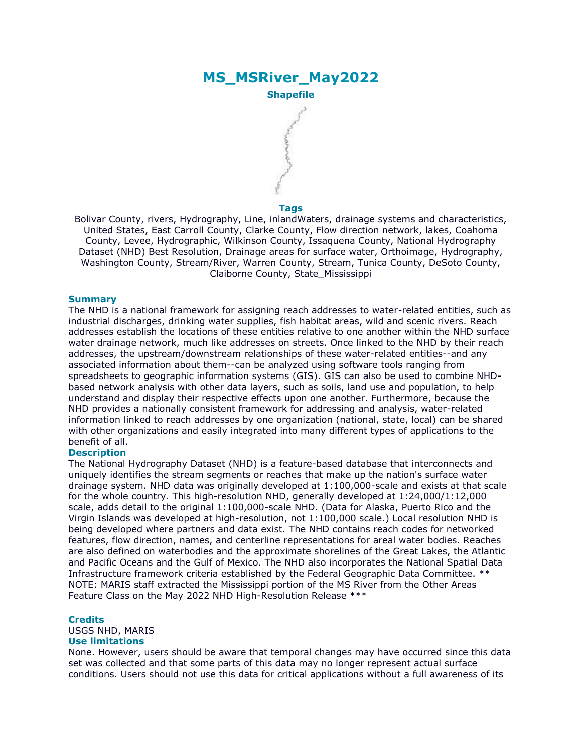# MS_MSRiver_May2022

**Shapefile**

**Tags**

Bolivar County, rivers, Hydrography, Line, inlandWaters, drainage systems and characteristics, United States, East Carroll County, Clarke County, Flow direction network, lakes, Coahoma County, Levee, Hydrographic, Wilkinson County, Issaquena County, National Hydrography Dataset (NHD) Best Resolution, Drainage areas for surface water, Orthoimage, Hydrography, Washington County, Stream/River, Warren County, Stream, Tunica County, DeSoto County, Claiborne County, State_Mississippi

## Summary

The NHD is a national framework for assigning reach addresses to water-related entities, such as industrial discharges, drinking water supplies, fish habitat areas, wild and scenic rivers. Reach addresses establish the locations of these entities relative to one another within the NHD surface water drainage network, much like addresses on streets. Once linked to the NHD by their reach addresses, the upstream/downstream relationships of these water-related entities--and any associated information about them--can be analyzed using software tools ranging from spreadsheets to geographic information systems (GIS). GIS can also be used to combine NHD-based network analysis with other data layers, such as soils, land use and population, to help understand and display their respective effects upon one another. Furthermore, because the NHD provides a nationally consistent framework for addressing and analysis, water-related information linked to reach addresses by one organization (national, state, local) can be shared with other organizations and easily integrated into many different types of applications to the benefit of all.

## Description

The National Hydrography Dataset (NHD) is a feature-based database that interconnects and uniquely identifies the stream segments or reaches that make up the nation's surface water drainage system. NHD data was originally developed at 1:100,000-scale and exists at that scale for the whole country. This high-resolution NHD, generally developed at 1:24,000/1:12,000 scale, adds detail to the original 1:100,000-scale NHD. (Data for Alaska, Puerto Rico and the Virgin Islands was developed at high-resolution, not 1:100,000 scale.) Local resolution NHD is being developed where partners and data exist. The NHD contains reach codes for networked features, flow direction, names, and centerline representations for areal water bodies. Reaches are also defined on waterbodies and the approximate shorelines of the Great Lakes, the Atlantic and Pacific Oceans and the Gulf of Mexico. The NHD also incorporates the National Spatial Data Infrastructure framework criteria established by the Federal Geographic Data Committee. ** NOTE: MARIS staff extracted the Mississippi portion of the MS River from the Other Areas Feature Class on the May 2022 NHD High-Resolution Release ***

## Credits

USGS NHD, MARIS

## Use limitations

None. However, users should be aware that temporal changes may have occurred since this data set was collected and that some parts of this data may no longer represent actual surface conditions. Users should not use this data for critical applications without a full awareness of its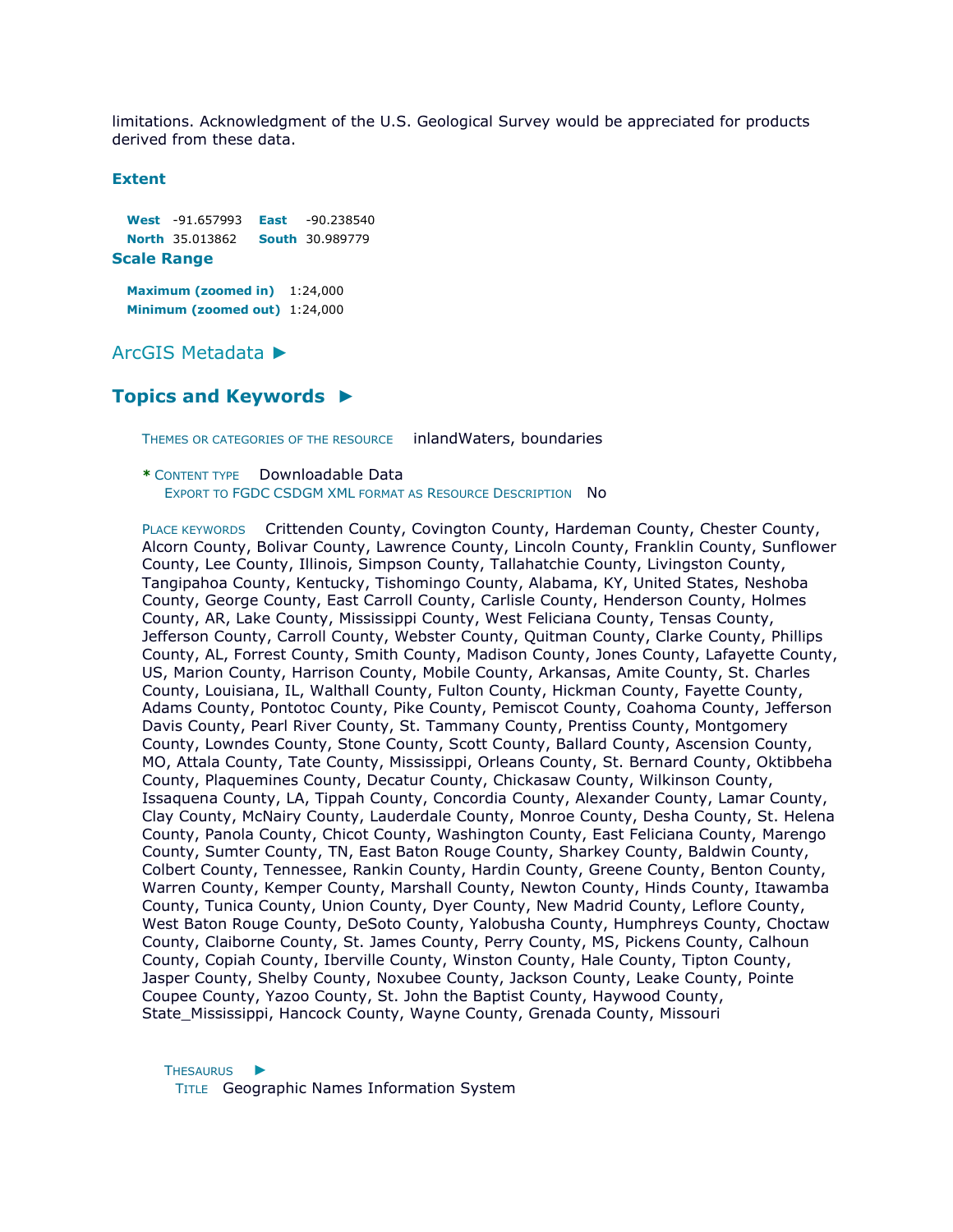limitations. Acknowledgment of the U.S. Geological Survey would be appreciated for products derived from these data.

### Extent

**West** -91.657993 **East** -90.238540
**North** 35.013862 **South** 30.989779

### Scale Range

**Maximum (zoomed in)** 1:24,000
**Minimum (zoomed out)** 1:24,000

## ArcGIS Metadata ►

## Topics and Keywords ►

THEMES OR CATEGORIES OF THE RESOURCE inlandWaters, boundaries

\* CONTENT TYPE Downloadable Data
EXPORT TO FGDC CSDGM XML FORMAT AS RESOURCE DESCRIPTION No

PLACE KEYWORDS Crittenden County, Covington County, Hardeman County, Chester County, Alcorn County, Bolivar County, Lawrence County, Lincoln County, Franklin County, Sunflower County, Lee County, Illinois, Simpson County, Tallahatchie County, Livingston County, Tangipahoa County, Kentucky, Tishomingo County, Alabama, KY, United States, Neshoba County, George County, East Carroll County, Carlisle County, Henderson County, Holmes County, AR, Lake County, Mississippi County, West Feliciana County, Tensas County, Jefferson County, Carroll County, Webster County, Quitman County, Clarke County, Phillips County, AL, Forrest County, Smith County, Madison County, Jones County, Lafayette County, US, Marion County, Harrison County, Mobile County, Arkansas, Amite County, St. Charles County, Louisiana, IL, Walthall County, Fulton County, Hickman County, Fayette County, Adams County, Pontotoc County, Pike County, Pemiscot County, Coahoma County, Jefferson Davis County, Pearl River County, St. Tammany County, Prentiss County, Montgomery County, Lowndes County, Stone County, Scott County, Ballard County, Ascension County, MO, Attala County, Tate County, Mississippi, Orleans County, St. Bernard County, Oktibbeha County, Plaquemines County, Decatur County, Chickasaw County, Wilkinson County, Issaquena County, LA, Tippah County, Concordia County, Alexander County, Lamar County, Clay County, McNairy County, Lauderdale County, Monroe County, Desha County, St. Helena County, Panola County, Chicot County, Washington County, East Feliciana County, Marengo County, Sumter County, TN, East Baton Rouge County, Sharkey County, Baldwin County, Colbert County, Tennessee, Rankin County, Hardin County, Greene County, Benton County, Warren County, Kemper County, Marshall County, Newton County, Hinds County, Itawamba County, Tunica County, Union County, Dyer County, New Madrid County, Leflore County, West Baton Rouge County, DeSoto County, Yalobusha County, Humphreys County, Choctaw County, Claiborne County, St. James County, Perry County, MS, Pickens County, Calhoun County, Copiah County, Iberville County, Winston County, Hale County, Tipton County, Jasper County, Shelby County, Noxubee County, Jackson County, Leake County, Pointe Coupee County, Yazoo County, St. John the Baptist County, Haywood County, State_Mississippi, Hancock County, Wayne County, Grenada County, Missouri

THESAURUS ►
TITLE Geographic Names Information System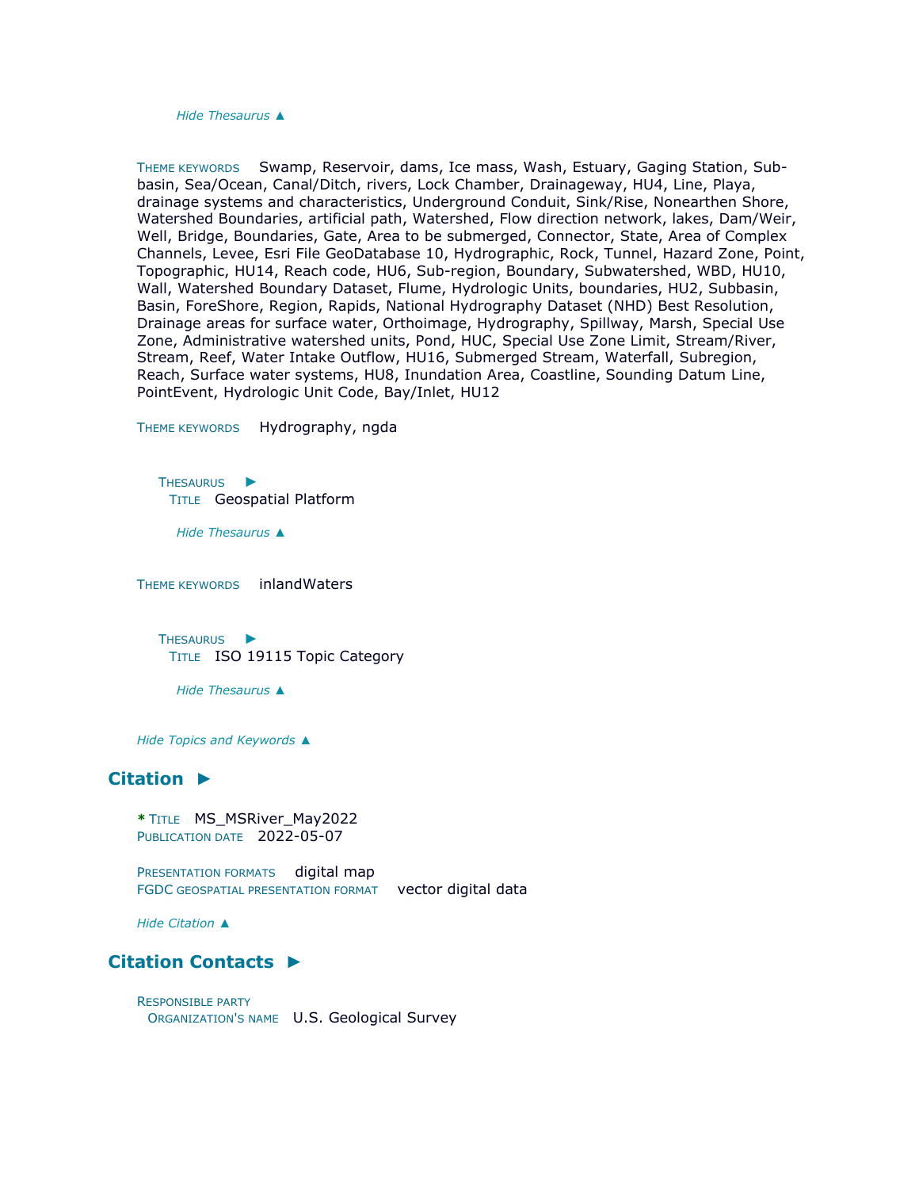*Hide Thesaurus ▲*

THEME KEYWORDS Swamp, Reservoir, dams, Ice mass, Wash, Estuary, Gaging Station, Sub-basin, Sea/Ocean, Canal/Ditch, rivers, Lock Chamber, Drainageway, HU4, Line, Playa, drainage systems and characteristics, Underground Conduit, Sink/Rise, Nonearthen Shore, Watershed Boundaries, artificial path, Watershed, Flow direction network, lakes, Dam/Weir, Well, Bridge, Boundaries, Gate, Area to be submerged, Connector, State, Area of Complex Channels, Levee, Esri File GeoDatabase 10, Hydrographic, Rock, Tunnel, Hazard Zone, Point, Topographic, HU14, Reach code, HU6, Sub-region, Boundary, Subwatershed, WBD, HU10, Wall, Watershed Boundary Dataset, Flume, Hydrologic Units, boundaries, HU2, Subbasin, Basin, ForeShore, Region, Rapids, National Hydrography Dataset (NHD) Best Resolution, Drainage areas for surface water, Orthoimage, Hydrography, Spillway, Marsh, Special Use Zone, Administrative watershed units, Pond, HUC, Special Use Zone Limit, Stream/River, Stream, Reef, Water Intake Outflow, HU16, Submerged Stream, Waterfall, Subregion, Reach, Surface water systems, HU8, Inundation Area, Coastline, Sounding Datum Line, PointEvent, Hydrologic Unit Code, Bay/Inlet, HU12

THEME KEYWORDS Hydrography, ngda

THESAURUS ►
TITLE Geospatial Platform

*Hide Thesaurus ▲*

THEME KEYWORDS inlandWaters

THESAURUS ►
TITLE ISO 19115 Topic Category

*Hide Thesaurus ▲*

*Hide Topics and Keywords ▲*

## Citation ►

* TITLE MS_MSRiver_May2022
PUBLICATION DATE 2022-05-07

PRESENTATION FORMATS digital map
FGDC GEOSPATIAL PRESENTATION FORMAT vector digital data

*Hide Citation ▲*

## Citation Contacts ►

RESPONSIBLE PARTY
ORGANIZATION'S NAME U.S. Geological Survey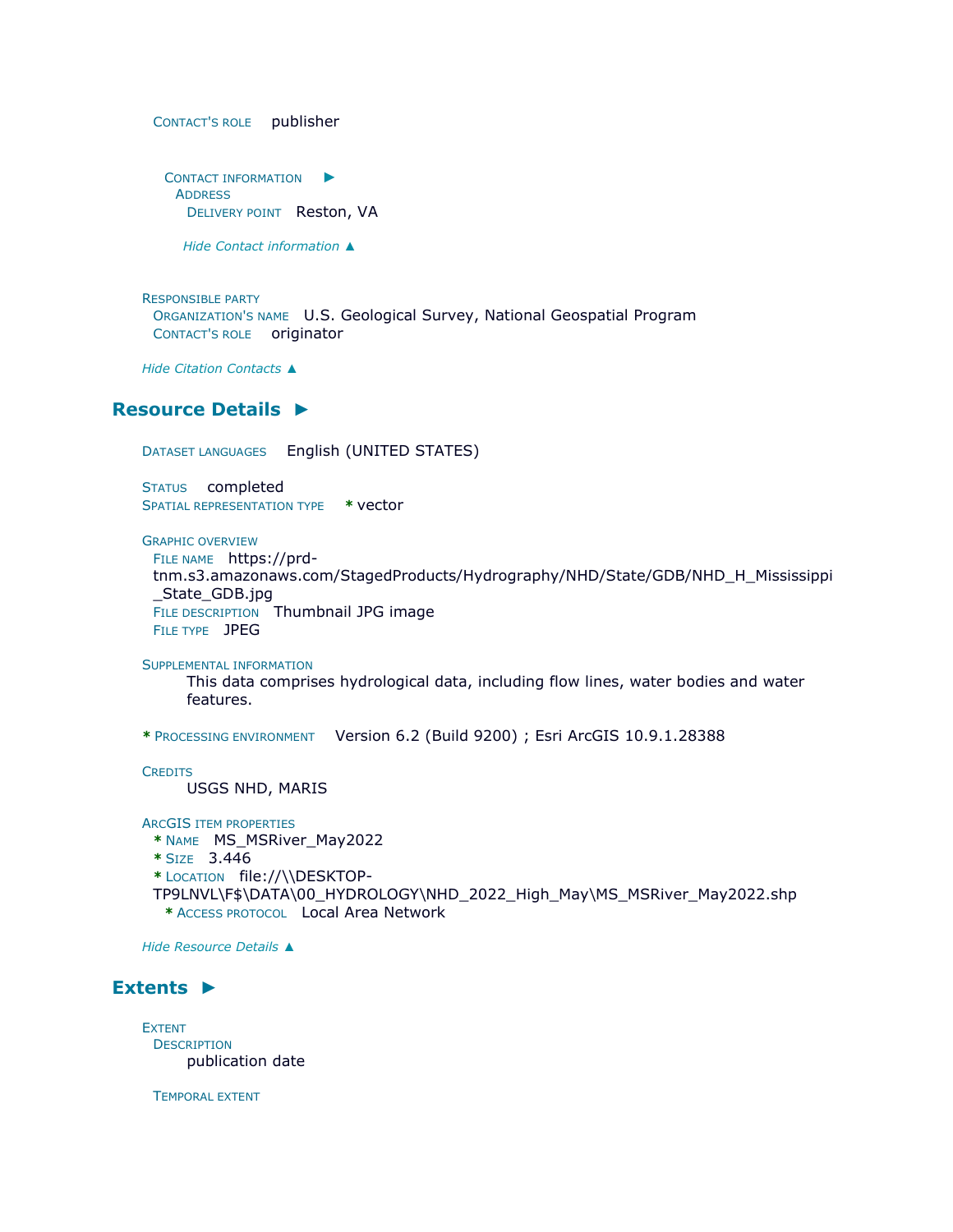CONTACT'S ROLE publisher

CONTACT INFORMATION ►
ADDRESS
DELIVERY POINT Reston, VA

*Hide Contact information ▲*

RESPONSIBLE PARTY
ORGANIZATION'S NAME U.S. Geological Survey, National Geospatial Program
CONTACT'S ROLE originator

*Hide Citation Contacts ▲*

## Resource Details ►

DATASET LANGUAGES English (UNITED STATES)

STATUS completed
SPATIAL REPRESENTATION TYPE * vector

GRAPHIC OVERVIEW
FILE NAME https://prd-tnm.s3.amazonaws.com/StagedProducts/Hydrography/NHD/State/GDB/NHD_H_Mississippi_State_GDB.jpg
FILE DESCRIPTION Thumbnail JPG image
FILE TYPE JPEG

SUPPLEMENTAL INFORMATION
This data comprises hydrological data, including flow lines, water bodies and water features.

* PROCESSING ENVIRONMENT Version 6.2 (Build 9200) ; Esri ArcGIS 10.9.1.28388

CREDITS
USGS NHD, MARIS

ARCGIS ITEM PROPERTIES
* NAME MS_MSRiver_May2022
* SIZE 3.446
* LOCATION file://\\DESKTOP-TP9LNVL\F$\DATA\00_HYDROLOGY\NHD_2022_High_May\MS_MSRiver_May2022.shp
* ACCESS PROTOCOL Local Area Network

*Hide Resource Details ▲*

## Extents ►

EXTENT
DESCRIPTION
publication date

TEMPORAL EXTENT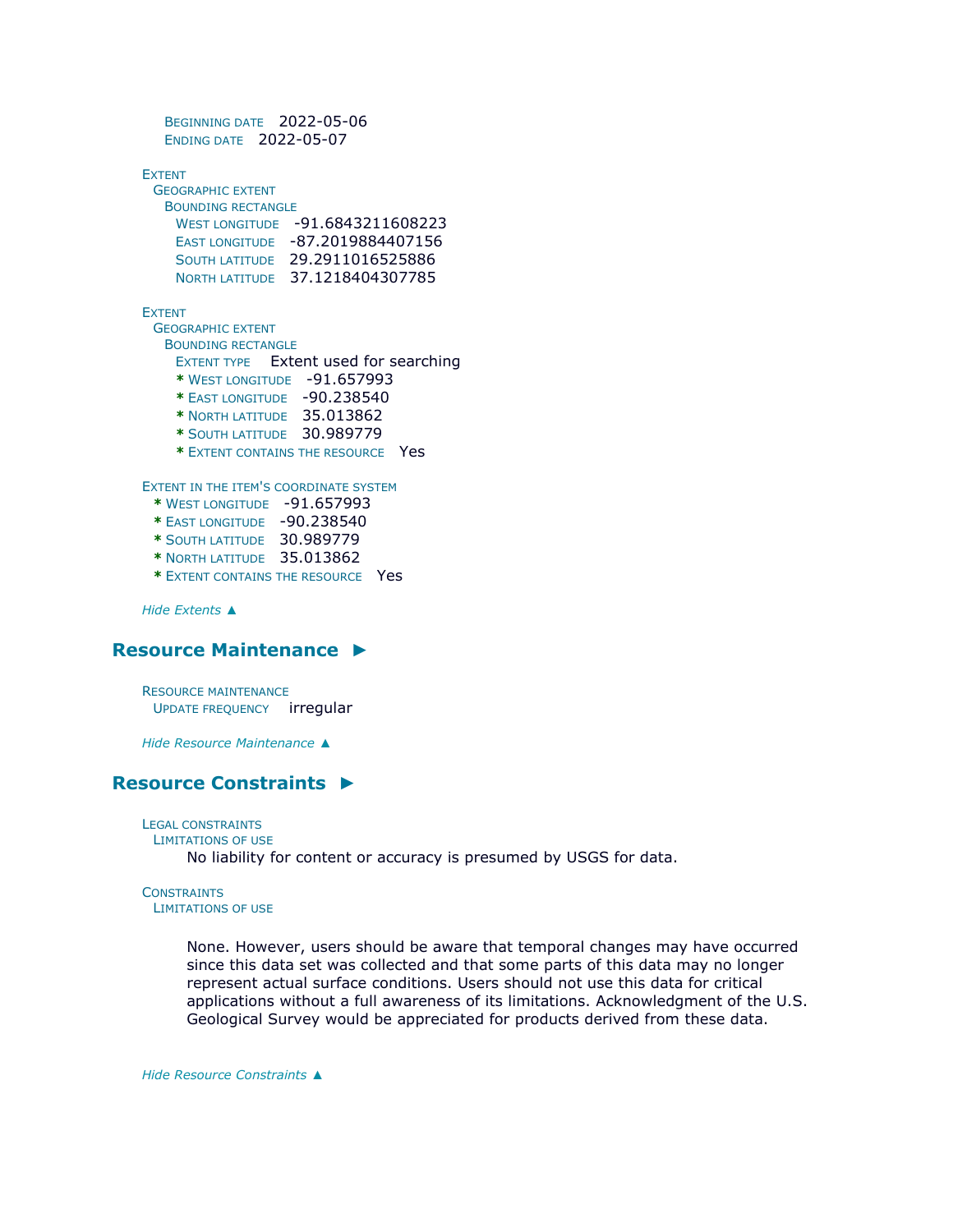Beginning date 2022-05-06
Ending date 2022-05-07

Extent
Geographic extent
Bounding rectangle
West longitude -91.6843211608223
East longitude -87.2019884407156
South latitude 29.2911016525886
North latitude 37.1218404307785

Extent
Geographic extent
Bounding rectangle
Extent type Extent used for searching
* West longitude -91.657993
* East longitude -90.238540
* North latitude 35.013862
* South latitude 30.989779
* Extent contains the resource Yes

Extent in the item's coordinate system
* West longitude -91.657993
* East longitude -90.238540
* South latitude 30.989779
* North latitude 35.013862
* Extent contains the resource Yes

*Hide Extents ▲*

## Resource Maintenance ►

Resource maintenance
Update frequency irregular

*Hide Resource Maintenance ▲*

## Resource Constraints ►

Legal constraints
Limitations of use
No liability for content or accuracy is presumed by USGS for data.

Constraints
Limitations of use

None. However, users should be aware that temporal changes may have occurred since this data set was collected and that some parts of this data may no longer represent actual surface conditions. Users should not use this data for critical applications without a full awareness of its limitations. Acknowledgment of the U.S. Geological Survey would be appreciated for products derived from these data.

*Hide Resource Constraints ▲*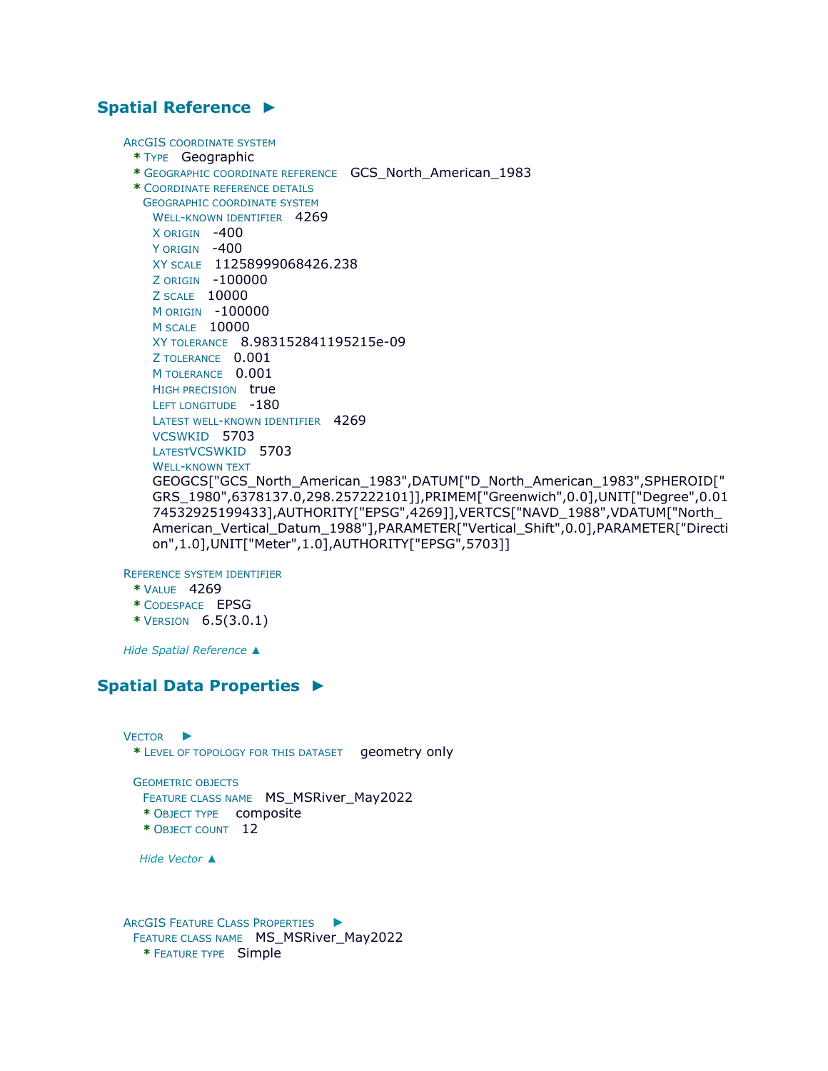## Spatial Reference ►

ArcGIS coordinate system
* Type Geographic
* Geographic coordinate reference GCS_North_American_1983
* Coordinate reference details
  Geographic coordinate system
  Well-known identifier 4269
  X origin -400
  Y origin -400
  XY scale 11258999068426.238
  Z origin -100000
  Z scale 10000
  M origin -100000
  M scale 10000
  XY tolerance 8.983152841195215e-09
  Z tolerance 0.001
  M tolerance 0.001
  High precision true
  Left longitude -180
  Latest well-known identifier 4269
  VCSWKID 5703
  LatestVCSWKID 5703
  Well-known text
  GEOGCS["GCS_North_American_1983",DATUM["D_North_American_1983",SPHEROID["GRS_1980",6378137.0,298.257222101]],PRIMEM["Greenwich",0.0],UNIT["Degree",0.0174532925199433],AUTHORITY["EPSG",4269]],VERTCS["NAVD_1988",VDATUM["North_American_Vertical_Datum_1988"],PARAMETER["Vertical_Shift",0.0],PARAMETER["Direction",1.0],UNIT["Meter",1.0],AUTHORITY["EPSG",5703]]

Reference system identifier
* Value 4269
* Codespace EPSG
* Version 6.5(3.0.1)

*Hide Spatial Reference ▲*

## Spatial Data Properties ►

Vector ►
* Level of topology for this dataset geometry only

Geometric objects
Feature class name MS_MSRiver_May2022
* Object type composite
* Object count 12

*Hide Vector ▲*

ArcGIS Feature Class Properties ►
Feature class name MS_MSRiver_May2022
* Feature type Simple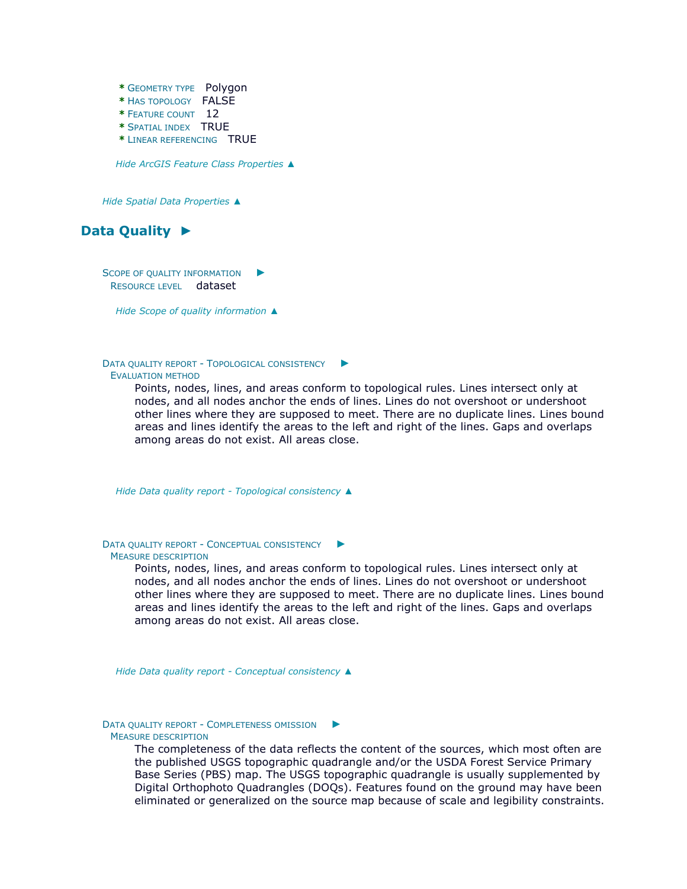* GEOMETRY TYPE Polygon
* HAS TOPOLOGY FALSE
* FEATURE COUNT 12
* SPATIAL INDEX TRUE
* LINEAR REFERENCING TRUE

*Hide ArcGIS Feature Class Properties ▲*

*Hide Spatial Data Properties ▲*

## Data Quality ►

SCOPE OF QUALITY INFORMATION ►
RESOURCE LEVEL dataset

*Hide Scope of quality information ▲*

DATA QUALITY REPORT - TOPOLOGICAL CONSISTENCY ►
EVALUATION METHOD

Points, nodes, lines, and areas conform to topological rules. Lines intersect only at nodes, and all nodes anchor the ends of lines. Lines do not overshoot or undershoot other lines where they are supposed to meet. There are no duplicate lines. Lines bound areas and lines identify the areas to the left and right of the lines. Gaps and overlaps among areas do not exist. All areas close.

*Hide Data quality report - Topological consistency ▲*

DATA QUALITY REPORT - CONCEPTUAL CONSISTENCY ►
MEASURE DESCRIPTION

Points, nodes, lines, and areas conform to topological rules. Lines intersect only at nodes, and all nodes anchor the ends of lines. Lines do not overshoot or undershoot other lines where they are supposed to meet. There are no duplicate lines. Lines bound areas and lines identify the areas to the left and right of the lines. Gaps and overlaps among areas do not exist. All areas close.

*Hide Data quality report - Conceptual consistency ▲*

DATA QUALITY REPORT - COMPLETENESS OMISSION ►
MEASURE DESCRIPTION

The completeness of the data reflects the content of the sources, which most often are the published USGS topographic quadrangle and/or the USDA Forest Service Primary Base Series (PBS) map. The USGS topographic quadrangle is usually supplemented by Digital Orthophoto Quadrangles (DOQs). Features found on the ground may have been eliminated or generalized on the source map because of scale and legibility constraints.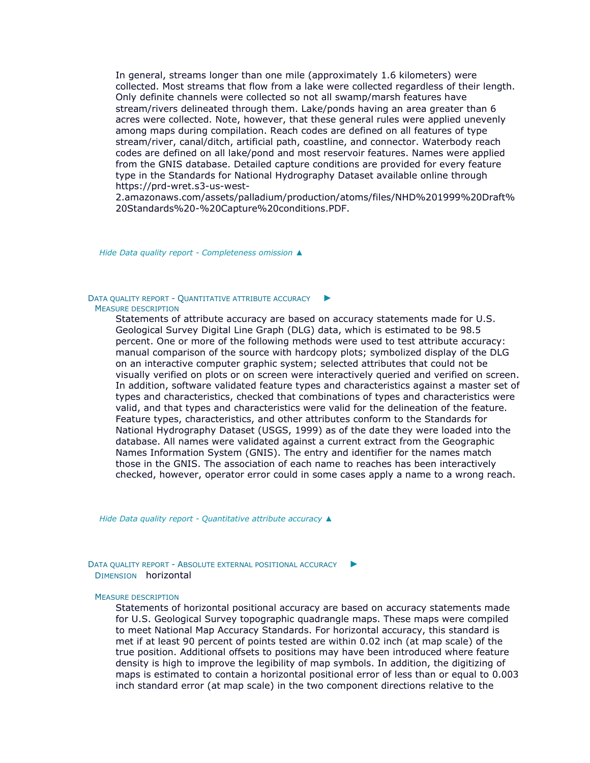In general, streams longer than one mile (approximately 1.6 kilometers) were collected. Most streams that flow from a lake were collected regardless of their length. Only definite channels were collected so not all swamp/marsh features have stream/rivers delineated through them. Lake/ponds having an area greater than 6 acres were collected. Note, however, that these general rules were applied unevenly among maps during compilation. Reach codes are defined on all features of type stream/river, canal/ditch, artificial path, coastline, and connector. Waterbody reach codes are defined on all lake/pond and most reservoir features. Names were applied from the GNIS database. Detailed capture conditions are provided for every feature type in the Standards for National Hydrography Dataset available online through https://prd-wret.s3-us-west-2.amazonaws.com/assets/palladium/production/atoms/files/NHD%201999%20Draft%20Standards%20-%20Capture%20conditions.PDF.

*Hide Data quality report - Completeness omission ▲*

### Data quality report - Quantitative attribute accuracy ►

**Measure description**

Statements of attribute accuracy are based on accuracy statements made for U.S. Geological Survey Digital Line Graph (DLG) data, which is estimated to be 98.5 percent. One or more of the following methods were used to test attribute accuracy: manual comparison of the source with hardcopy plots; symbolized display of the DLG on an interactive computer graphic system; selected attributes that could not be visually verified on plots or on screen were interactively queried and verified on screen. In addition, software validated feature types and characteristics against a master set of types and characteristics, checked that combinations of types and characteristics were valid, and that types and characteristics were valid for the delineation of the feature. Feature types, characteristics, and other attributes conform to the Standards for National Hydrography Dataset (USGS, 1999) as of the date they were loaded into the database. All names were validated against a current extract from the Geographic Names Information System (GNIS). The entry and identifier for the names match those in the GNIS. The association of each name to reaches has been interactively checked, however, operator error could in some cases apply a name to a wrong reach.

*Hide Data quality report - Quantitative attribute accuracy ▲*

### Data quality report - Absolute external positional accuracy ►

**Dimension** horizontal

**Measure description**

Statements of horizontal positional accuracy are based on accuracy statements made for U.S. Geological Survey topographic quadrangle maps. These maps were compiled to meet National Map Accuracy Standards. For horizontal accuracy, this standard is met if at least 90 percent of points tested are within 0.02 inch (at map scale) of the true position. Additional offsets to positions may have been introduced where feature density is high to improve the legibility of map symbols. In addition, the digitizing of maps is estimated to contain a horizontal positional error of less than or equal to 0.003 inch standard error (at map scale) in the two component directions relative to the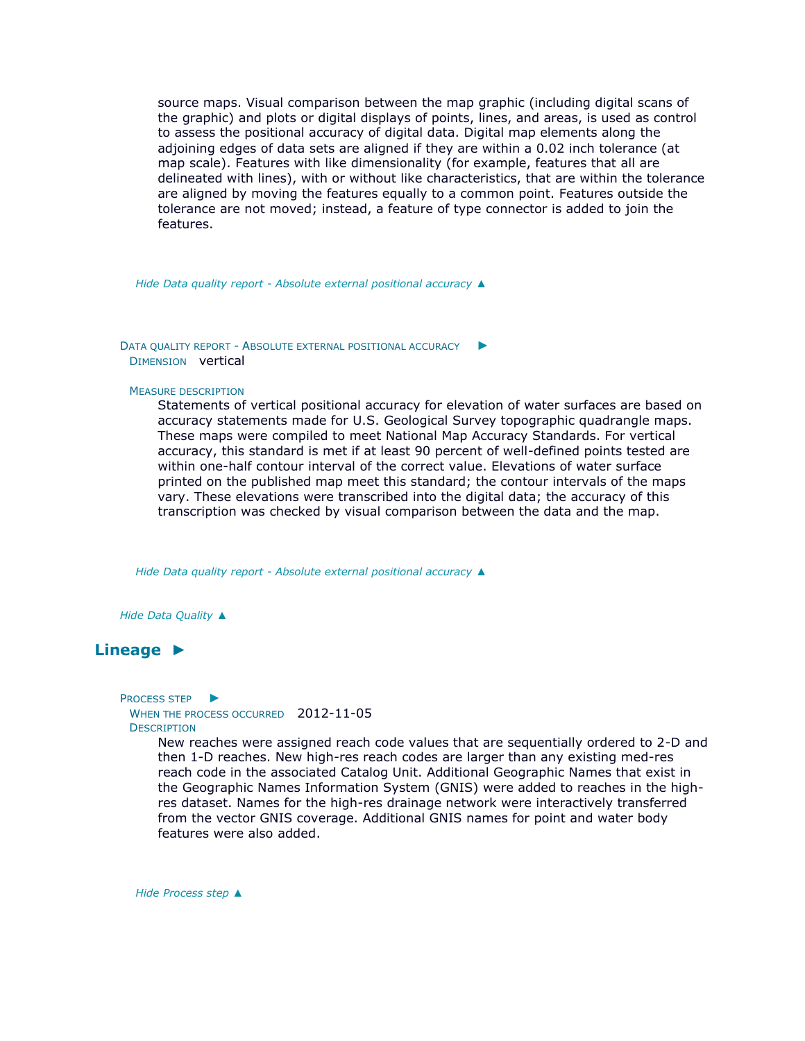source maps. Visual comparison between the map graphic (including digital scans of the graphic) and plots or digital displays of points, lines, and areas, is used as control to assess the positional accuracy of digital data. Digital map elements along the adjoining edges of data sets are aligned if they are within a 0.02 inch tolerance (at map scale). Features with like dimensionality (for example, features that all are delineated with lines), with or without like characteristics, that are within the tolerance are aligned by moving the features equally to a common point. Features outside the tolerance are not moved; instead, a feature of type connector is added to join the features.

*Hide Data quality report - Absolute external positional accuracy ▲*

Data quality report - Absolute external positional accuracy ►

Dimension vertical

Measure description

Statements of vertical positional accuracy for elevation of water surfaces are based on accuracy statements made for U.S. Geological Survey topographic quadrangle maps. These maps were compiled to meet National Map Accuracy Standards. For vertical accuracy, this standard is met if at least 90 percent of well-defined points tested are within one-half contour interval of the correct value. Elevations of water surface printed on the published map meet this standard; the contour intervals of the maps vary. These elevations were transcribed into the digital data; the accuracy of this transcription was checked by visual comparison between the data and the map.

*Hide Data quality report - Absolute external positional accuracy ▲*

*Hide Data Quality ▲*

## Lineage ►

Process step ►

When the process occurred 2012-11-05

Description

New reaches were assigned reach code values that are sequentially ordered to 2-D and then 1-D reaches. New high-res reach codes are larger than any existing med-res reach code in the associated Catalog Unit. Additional Geographic Names that exist in the Geographic Names Information System (GNIS) were added to reaches in the high-res dataset. Names for the high-res drainage network were interactively transferred from the vector GNIS coverage. Additional GNIS names for point and water body features were also added.

*Hide Process step ▲*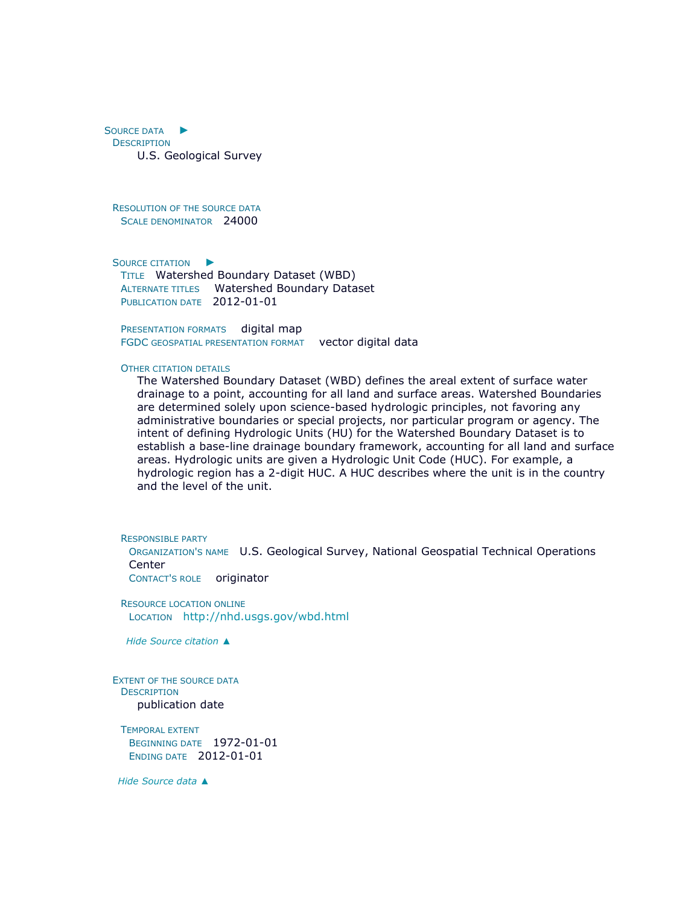## Source data ►

### Description

U.S. Geological Survey

### Resolution of the source data

**Scale denominator** 24000

### Source citation ►

**Title** Watershed Boundary Dataset (WBD)
**Alternate titles** Watershed Boundary Dataset
**Publication date** 2012-01-01

**Presentation formats** digital map
**FGDC geospatial presentation format** vector digital data

**Other citation details**

The Watershed Boundary Dataset (WBD) defines the areal extent of surface water drainage to a point, accounting for all land and surface areas. Watershed Boundaries are determined solely upon science-based hydrologic principles, not favoring any administrative boundaries or special projects, nor particular program or agency. The intent of defining Hydrologic Units (HU) for the Watershed Boundary Dataset is to establish a base-line drainage boundary framework, accounting for all land and surface areas. Hydrologic units are given a Hydrologic Unit Code (HUC). For example, a hydrologic region has a 2-digit HUC. A HUC describes where the unit is in the country and the level of the unit.

**Responsible party**

**Organization's name** U.S. Geological Survey, National Geospatial Technical Operations Center
**Contact's role** originator

**Resource location online**

**Location** http://nhd.usgs.gov/wbd.html

*Hide Source citation ▲*

### Extent of the source data

**Description**

publication date

**Temporal extent**

**Beginning date** 1972-01-01
**Ending date** 2012-01-01

*Hide Source data ▲*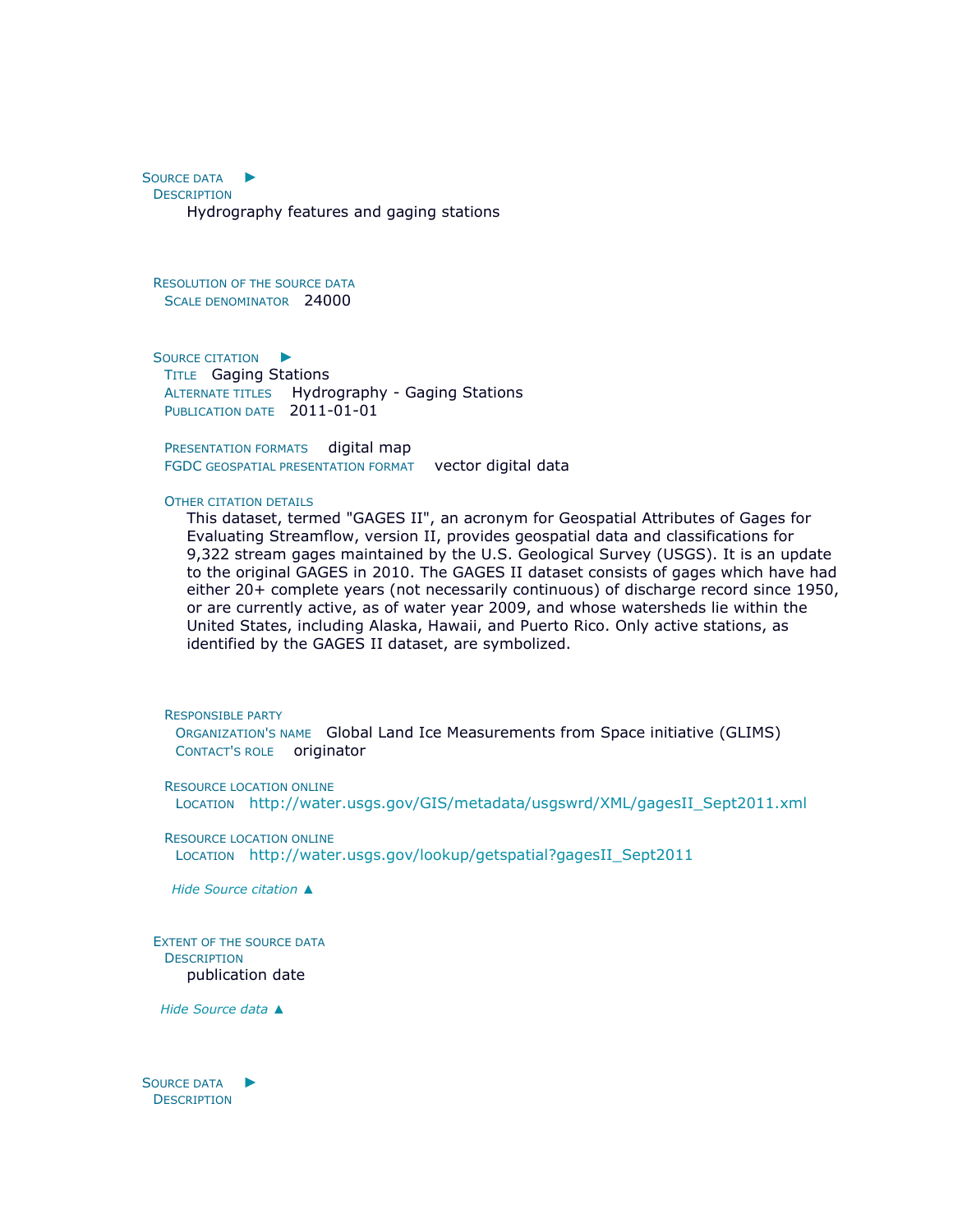Source data ►

Description

Hydrography features and gaging stations

Resolution of the source data

Scale denominator 24000

Source citation ►

Title Gaging Stations

Alternate titles Hydrography - Gaging Stations

Publication date 2011-01-01

Presentation formats digital map

FGDC geospatial presentation format vector digital data

Other citation details

This dataset, termed "GAGES II", an acronym for Geospatial Attributes of Gages for Evaluating Streamflow, version II, provides geospatial data and classifications for 9,322 stream gages maintained by the U.S. Geological Survey (USGS). It is an update to the original GAGES in 2010. The GAGES II dataset consists of gages which have had either 20+ complete years (not necessarily continuous) of discharge record since 1950, or are currently active, as of water year 2009, and whose watersheds lie within the United States, including Alaska, Hawaii, and Puerto Rico. Only active stations, as identified by the GAGES II dataset, are symbolized.

Responsible party

Organization's name Global Land Ice Measurements from Space initiative (GLIMS)

Contact's role originator

Resource location online

Location http://water.usgs.gov/GIS/metadata/usgswrd/XML/gagesII_Sept2011.xml

Resource location online

Location http://water.usgs.gov/lookup/getspatial?gagesII_Sept2011

*Hide Source citation ▲*

Extent of the source data

Description

publication date

*Hide Source data ▲*

Source data ►

Description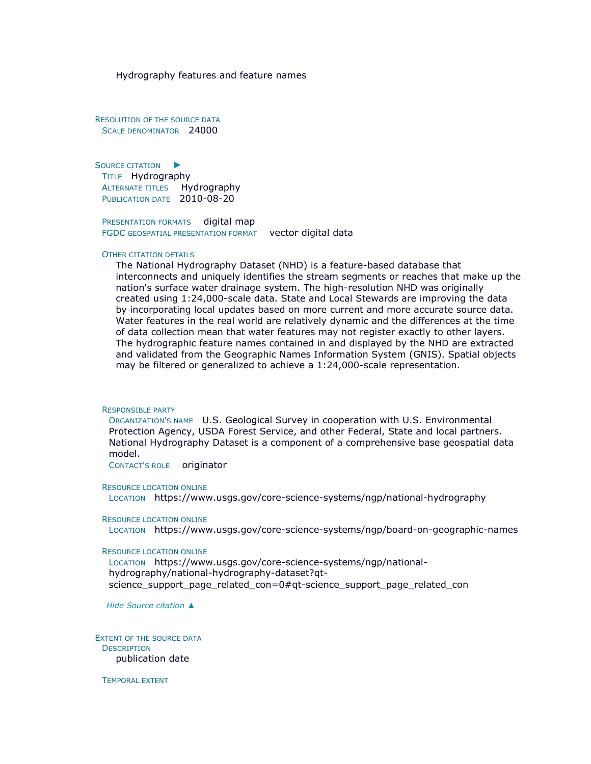Hydrography features and feature names

**RESOLUTION OF THE SOURCE DATA**

SCALE DENOMINATOR 24000

**SOURCE CITATION** ►

TITLE Hydrography

ALTERNATE TITLES Hydrography

PUBLICATION DATE 2010-08-20

PRESENTATION FORMATS digital map

FGDC GEOSPATIAL PRESENTATION FORMAT vector digital data

OTHER CITATION DETAILS

The National Hydrography Dataset (NHD) is a feature-based database that interconnects and uniquely identifies the stream segments or reaches that make up the nation's surface water drainage system. The high-resolution NHD was originally created using 1:24,000-scale data. State and Local Stewards are improving the data by incorporating local updates based on more current and more accurate source data. Water features in the real world are relatively dynamic and the differences at the time of data collection mean that water features may not register exactly to other layers. The hydrographic feature names contained in and displayed by the NHD are extracted and validated from the Geographic Names Information System (GNIS). Spatial objects may be filtered or generalized to achieve a 1:24,000-scale representation.

RESPONSIBLE PARTY

ORGANIZATION'S NAME U.S. Geological Survey in cooperation with U.S. Environmental Protection Agency, USDA Forest Service, and other Federal, State and local partners. National Hydrography Dataset is a component of a comprehensive base geospatial data model.

CONTACT'S ROLE originator

RESOURCE LOCATION ONLINE

LOCATION https://www.usgs.gov/core-science-systems/ngp/national-hydrography

RESOURCE LOCATION ONLINE

LOCATION https://www.usgs.gov/core-science-systems/ngp/board-on-geographic-names

RESOURCE LOCATION ONLINE

LOCATION https://www.usgs.gov/core-science-systems/ngp/national-hydrography/national-hydrography-dataset?qt-science_support_page_related_con=0#qt-science_support_page_related_con

*Hide Source citation ▲*

**EXTENT OF THE SOURCE DATA**

DESCRIPTION

publication date

TEMPORAL EXTENT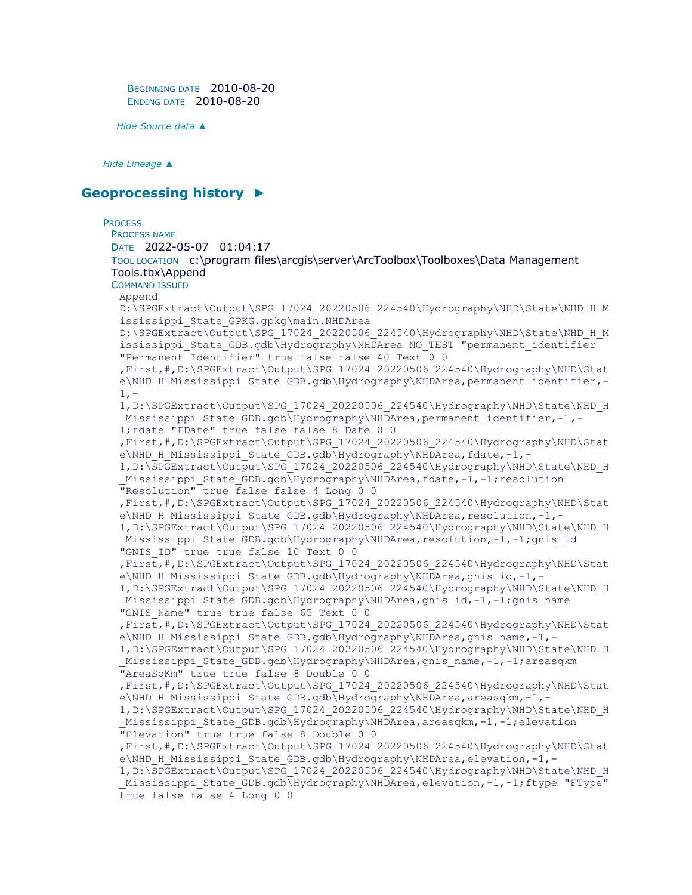BEGINNING DATE 2010-08-20
ENDING DATE 2010-08-20

*Hide Source data ▲*

*Hide Lineage ▲*

## Geoprocessing history ►

PROCESS
PROCESS NAME
DATE 2022-05-07 01:04:17
TOOL LOCATION c:\program files\arcgis\server\ArcToolbox\Toolboxes\Data Management Tools.tbx\Append
COMMAND ISSUED

```
Append
D:\SPGExtract\Output\SPG_17024_20220506_224540\Hydrography\NHD\State\NHD_H_Mississippi_State_GPKG.gpkg\main.NHDArea
D:\SPGExtract\Output\SPG_17024_20220506_224540\Hydrography\NHD\State\NHD_H_Mississippi_State_GDB.gdb\Hydrography\NHDArea NO_TEST "permanent_identifier "Permanent_Identifier" true false false 40 Text 0 0
,First,#,D:\SPGExtract\Output\SPG_17024_20220506_224540\Hydrography\NHD\State\NHD_H_Mississippi_State_GDB.gdb\Hydrography\NHDArea,permanent_identifier,-1,-1,D:\SPGExtract\Output\SPG_17024_20220506_224540\Hydrography\NHD\State\NHD_H_Mississippi_State_GDB.gdb\Hydrography\NHDArea,permanent_identifier,-1,-1;fdate "FDate" true false false 8 Date 0 0
,First,#,D:\SPGExtract\Output\SPG_17024_20220506_224540\Hydrography\NHD\State\NHD_H_Mississippi_State_GDB.gdb\Hydrography\NHDArea,fdate,-1,-1,D:\SPGExtract\Output\SPG_17024_20220506_224540\Hydrography\NHD\State\NHD_H_Mississippi_State_GDB.gdb\Hydrography\NHDArea,fdate,-1,-1;resolution "Resolution" true false false 4 Long 0 0
,First,#,D:\SPGExtract\Output\SPG_17024_20220506_224540\Hydrography\NHD\State\NHD_H_Mississippi_State_GDB.gdb\Hydrography\NHDArea,resolution,-1,-1,D:\SPGExtract\Output\SPG_17024_20220506_224540\Hydrography\NHD\State\NHD_H_Mississippi_State_GDB.gdb\Hydrography\NHDArea,resolution,-1,-1;gnis_id "GNIS_ID" true true false 10 Text 0 0
,First,#,D:\SPGExtract\Output\SPG_17024_20220506_224540\Hydrography\NHD\State\NHD_H_Mississippi_State_GDB.gdb\Hydrography\NHDArea,gnis_id,-1,-1,D:\SPGExtract\Output\SPG_17024_20220506_224540\Hydrography\NHD\State\NHD_H_Mississippi_State_GDB.gdb\Hydrography\NHDArea,gnis_id,-1,-1;gnis_name "GNIS_Name" true true false 65 Text 0 0
,First,#,D:\SPGExtract\Output\SPG_17024_20220506_224540\Hydrography\NHD\State\NHD_H_Mississippi_State_GDB.gdb\Hydrography\NHDArea,gnis_name,-1,-1,D:\SPGExtract\Output\SPG_17024_20220506_224540\Hydrography\NHD\State\NHD_H_Mississippi_State_GDB.gdb\Hydrography\NHDArea,gnis_name,-1,-1;areasqkm "AreaSqKm" true true false 8 Double 0 0
,First,#,D:\SPGExtract\Output\SPG_17024_20220506_224540\Hydrography\NHD\State\NHD_H_Mississippi_State_GDB.gdb\Hydrography\NHDArea,areasqkm,-1,-1,D:\SPGExtract\Output\SPG_17024_20220506_224540\Hydrography\NHD\State\NHD_H_Mississippi_State_GDB.gdb\Hydrography\NHDArea,areasqkm,-1,-1;elevation "Elevation" true true false 8 Double 0 0
,First,#,D:\SPGExtract\Output\SPG_17024_20220506_224540\Hydrography\NHD\State\NHD_H_Mississippi_State_GDB.gdb\Hydrography\NHDArea,elevation,-1,-1,D:\SPGExtract\Output\SPG_17024_20220506_224540\Hydrography\NHD\State\NHD_H_Mississippi_State_GDB.gdb\Hydrography\NHDArea,elevation,-1,-1;ftype "FType" true false false 4 Long 0 0
```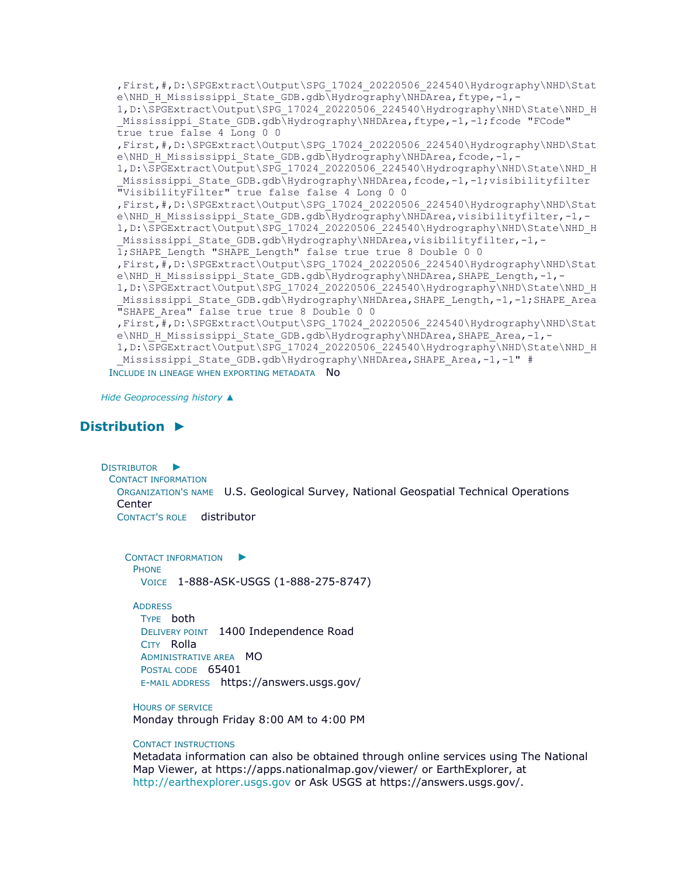,First,#,D:\SPGExtract\Output\SPG_17024_20220506_224540\Hydrography\NHD\State\NHD_H_Mississippi_State_GDB.gdb\Hydrography\NHDArea,ftype,-1,-1,D:\SPGExtract\Output\SPG_17024_20220506_224540\Hydrography\NHD\State\NHD_H_Mississippi_State_GDB.gdb\Hydrography\NHDArea,ftype,-1,-1;fcode "FCode" true true false 4 Long 0 0 ,First,#,D:\SPGExtract\Output\SPG_17024_20220506_224540\Hydrography\NHD\State\NHD_H_Mississippi_State_GDB.gdb\Hydrography\NHDArea,fcode,-1,-1,D:\SPGExtract\Output\SPG_17024_20220506_224540\Hydrography\NHD\State\NHD_H_Mississippi_State_GDB.gdb\Hydrography\NHDArea,fcode,-1,-1;visibilityfilter "VisibilityFilter" true false false 4 Long 0 0 ,First,#,D:\SPGExtract\Output\SPG_17024_20220506_224540\Hydrography\NHD\State\NHD_H_Mississippi_State_GDB.gdb\Hydrography\NHDArea,visibilityfilter,-1,-1,D:\SPGExtract\Output\SPG_17024_20220506_224540\Hydrography\NHD\State\NHD_H_Mississippi_State_GDB.gdb\Hydrography\NHDArea,visibilityfilter,-1,-1;SHAPE_Length "SHAPE_Length" false true true 8 Double 0 0 ,First,#,D:\SPGExtract\Output\SPG_17024_20220506_224540\Hydrography\NHD\State\NHD_H_Mississippi_State_GDB.gdb\Hydrography\NHDArea,SHAPE_Length,-1,-1,D:\SPGExtract\Output\SPG_17024_20220506_224540\Hydrography\NHD\State\NHD_H_Mississippi_State_GDB.gdb\Hydrography\NHDArea,SHAPE_Length,-1,-1;SHAPE_Area "SHAPE_Area" false true true 8 Double 0 0 ,First,#,D:\SPGExtract\Output\SPG_17024_20220506_224540\Hydrography\NHD\State\NHD_H_Mississippi_State_GDB.gdb\Hydrography\NHDArea,SHAPE_Area,-1,-1,D:\SPGExtract\Output\SPG_17024_20220506_224540\Hydrography\NHD\State\NHD_H_Mississippi_State_GDB.gdb\Hydrography\NHDArea,SHAPE_Area,-1,-1" #

INCLUDE IN LINEAGE WHEN EXPORTING METADATA No

*Hide Geoprocessing history ▲*

## Distribution ►

DISTRIBUTOR ►
CONTACT INFORMATION
ORGANIZATION'S NAME U.S. Geological Survey, National Geospatial Technical Operations Center
CONTACT'S ROLE distributor

CONTACT INFORMATION ►
PHONE
VOICE 1-888-ASK-USGS (1-888-275-8747)

ADDRESS
TYPE both
DELIVERY POINT 1400 Independence Road
CITY Rolla
ADMINISTRATIVE AREA MO
POSTAL CODE 65401
E-MAIL ADDRESS https://answers.usgs.gov/

HOURS OF SERVICE
Monday through Friday 8:00 AM to 4:00 PM

CONTACT INSTRUCTIONS
Metadata information can also be obtained through online services using The National Map Viewer, at https://apps.nationalmap.gov/viewer/ or EarthExplorer, at http://earthexplorer.usgs.gov or Ask USGS at https://answers.usgs.gov/.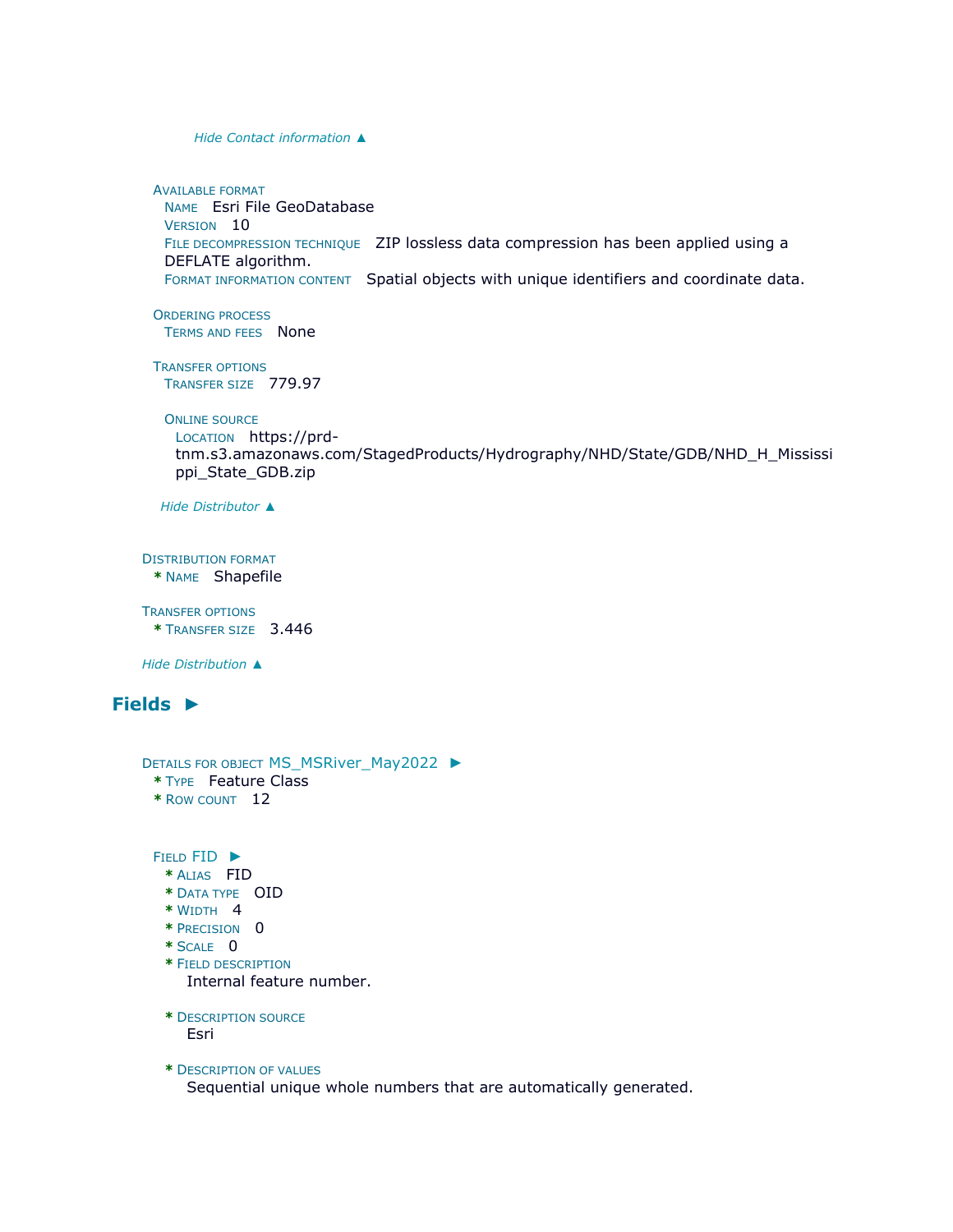*Hide Contact information ▲*

**Available format**
- **Name** Esri File GeoDatabase
- **Version** 10
- **File decompression technique** ZIP lossless data compression has been applied using a DEFLATE algorithm.
- **Format information content** Spatial objects with unique identifiers and coordinate data.

**Ordering process**
- **Terms and fees** None

**Transfer options**
- **Transfer size** 779.97

**Online source**
- **Location** https://prd-tnm.s3.amazonaws.com/StagedProducts/Hydrography/NHD/State/GDB/NHD_H_Mississippi_State_GDB.zip

*Hide Distributor ▲*

**Distribution format**
- * **Name** Shapefile

**Transfer options**
- * **Transfer size** 3.446

*Hide Distribution ▲*

## Fields ►

**Details for object** MS_MSRiver_May2022 ►
- * **Type** Feature Class
- * **Row count** 12

**Field** FID ►
- * **Alias** FID
- * **Data type** OID
- * **Width** 4
- * **Precision** 0
- * **Scale** 0
- * **Field description**
  Internal feature number.
- * **Description source**
  Esri
- * **Description of values**
  Sequential unique whole numbers that are automatically generated.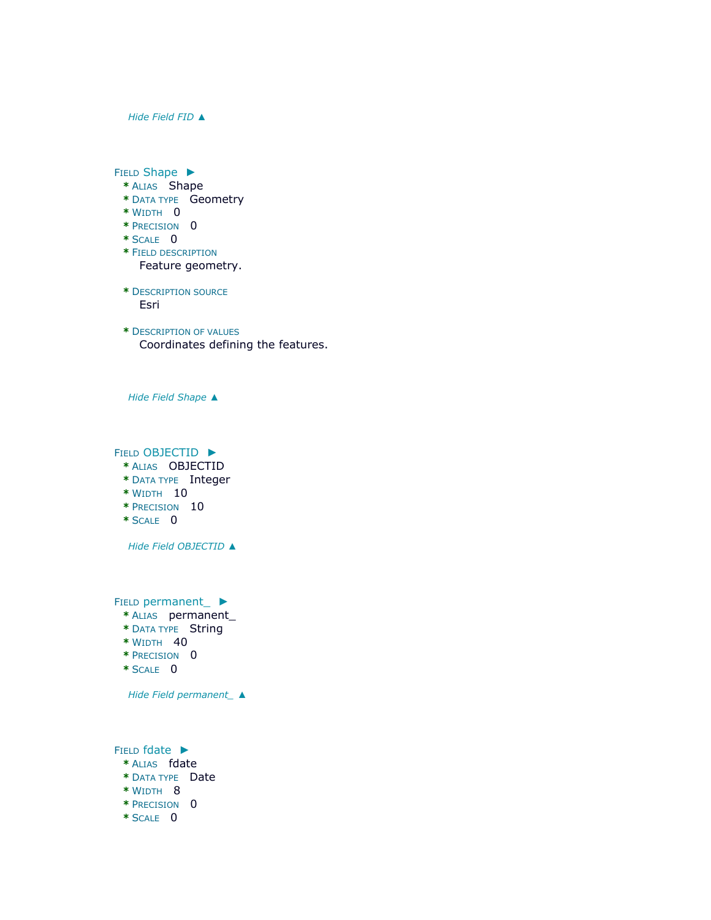*Hide Field FID ▲*

Field Shape ►

* Alias Shape
* Data type Geometry
* Width 0
* Precision 0
* Scale 0
* Field description
  Feature geometry.
* Description source
  Esri
* Description of values
  Coordinates defining the features.

*Hide Field Shape ▲*

Field OBJECTID ►

* Alias OBJECTID
* Data type Integer
* Width 10
* Precision 10
* Scale 0

*Hide Field OBJECTID ▲*

Field permanent_ ►

* Alias permanent_
* Data type String
* Width 40
* Precision 0
* Scale 0

*Hide Field permanent_ ▲*

Field fdate ►

* Alias fdate
* Data type Date
* Width 8
* Precision 0
* Scale 0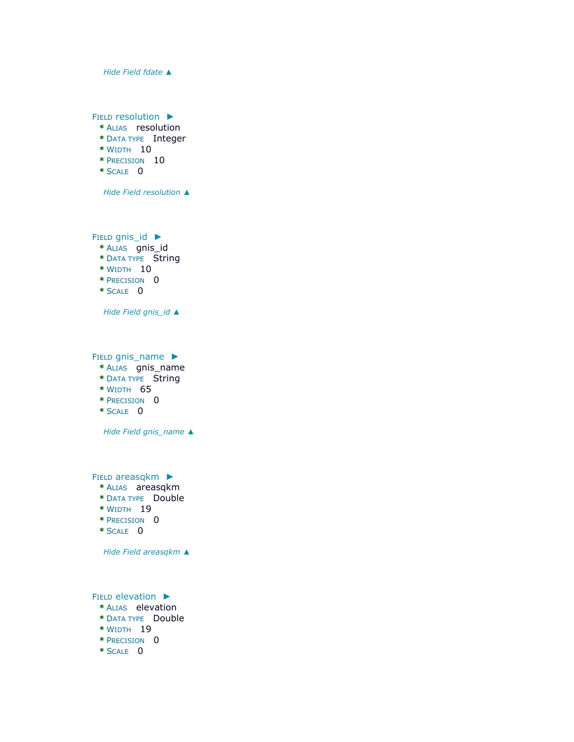*Hide Field fdate ▲*

Field resolution ►
* Alias resolution
* Data type Integer
* Width 10
* Precision 10
* Scale 0

*Hide Field resolution ▲*

Field gnis_id ►
* Alias gnis_id
* Data type String
* Width 10
* Precision 0
* Scale 0

*Hide Field gnis_id ▲*

Field gnis_name ►
* Alias gnis_name
* Data type String
* Width 65
* Precision 0
* Scale 0

*Hide Field gnis_name ▲*

Field areasqkm ►
* Alias areasqkm
* Data type Double
* Width 19
* Precision 0
* Scale 0

*Hide Field areasqkm ▲*

Field elevation ►
* Alias elevation
* Data type Double
* Width 19
* Precision 0
* Scale 0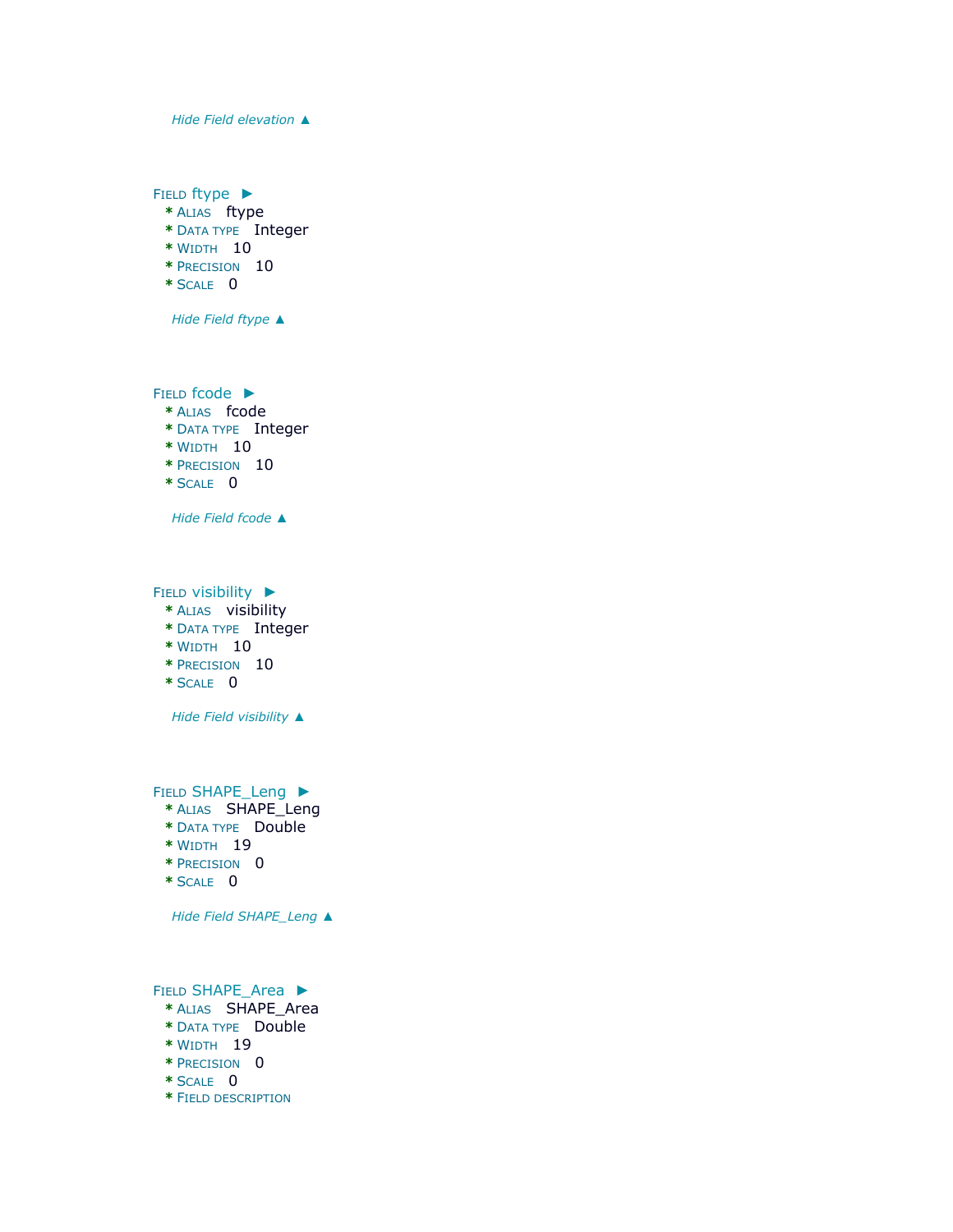*Hide Field elevation ▲*

Field ftype ►
* Alias ftype
* Data type Integer
* Width 10
* Precision 10
* Scale 0

*Hide Field ftype ▲*

Field fcode ►
* Alias fcode
* Data type Integer
* Width 10
* Precision 10
* Scale 0

*Hide Field fcode ▲*

Field visibility ►
* Alias visibility
* Data type Integer
* Width 10
* Precision 10
* Scale 0

*Hide Field visibility ▲*

Field SHAPE_Leng ►
* Alias SHAPE_Leng
* Data type Double
* Width 19
* Precision 0
* Scale 0

*Hide Field SHAPE_Leng ▲*

Field SHAPE_Area ►
* Alias SHAPE_Area
* Data type Double
* Width 19
* Precision 0
* Scale 0
* Field description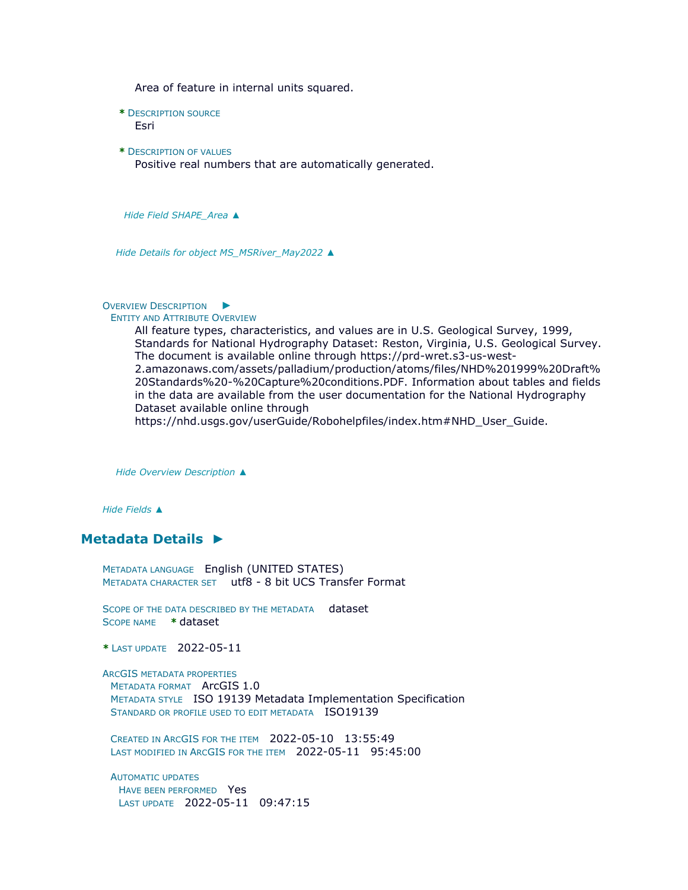Area of feature in internal units squared.

**\*** Description source
Esri

**\*** Description of values
Positive real numbers that are automatically generated.

*Hide Field SHAPE_Area ▲*

*Hide Details for object MS_MSRiver_May2022 ▲*

Overview Description ►

Entity and Attribute Overview

All feature types, characteristics, and values are in U.S. Geological Survey, 1999, Standards for National Hydrography Dataset: Reston, Virginia, U.S. Geological Survey. The document is available online through https://prd-wret.s3-us-west-2.amazonaws.com/assets/palladium/production/atoms/files/NHD%201999%20Draft%20Standards%20-%20Capture%20conditions.PDF. Information about tables and fields in the data are available from the user documentation for the National Hydrography Dataset available online through https://nhd.usgs.gov/userGuide/Robohelpfiles/index.htm#NHD_User_Guide.

*Hide Overview Description ▲*

*Hide Fields ▲*

## Metadata Details ►

Metadata language English (UNITED STATES)
Metadata character set utf8 - 8 bit UCS Transfer Format

Scope of the data described by the metadata dataset
Scope name **\*** dataset

**\*** Last update 2022-05-11

ArcGIS metadata properties
Metadata format ArcGIS 1.0
Metadata style ISO 19139 Metadata Implementation Specification
Standard or profile used to edit metadata ISO19139

Created in ArcGIS for the item 2022-05-10 13:55:49
Last modified in ArcGIS for the item 2022-05-11 95:45:00

Automatic updates
Have been performed Yes
Last update 2022-05-11 09:47:15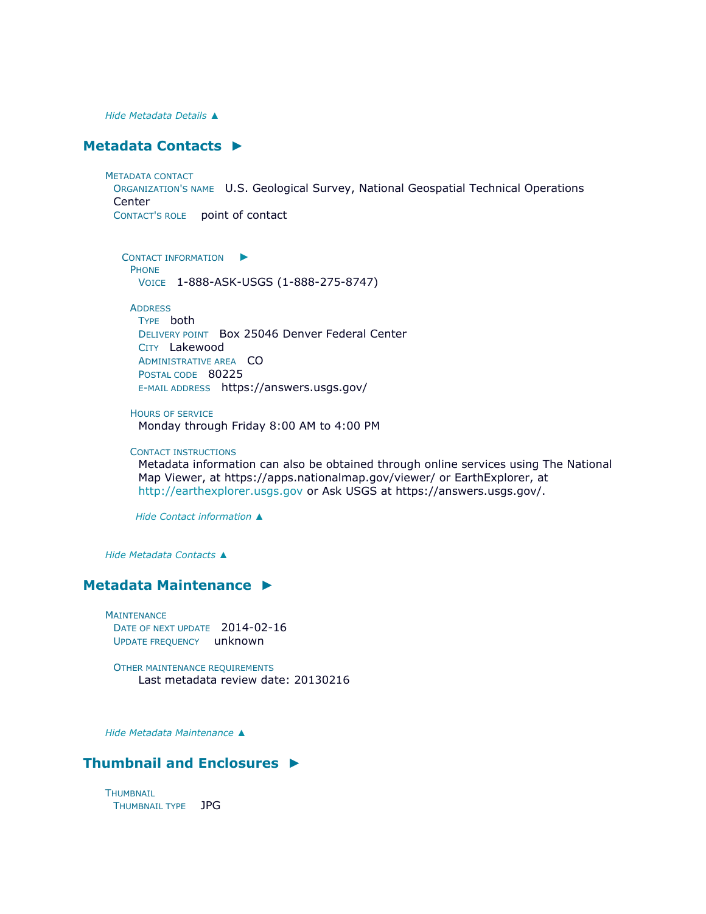*Hide Metadata Details ▲*

## Metadata Contacts ►

METADATA CONTACT
ORGANIZATION'S NAME U.S. Geological Survey, National Geospatial Technical Operations Center
CONTACT'S ROLE point of contact

CONTACT INFORMATION ►
PHONE
VOICE 1-888-ASK-USGS (1-888-275-8747)

ADDRESS
TYPE both
DELIVERY POINT Box 25046 Denver Federal Center
CITY Lakewood
ADMINISTRATIVE AREA CO
POSTAL CODE 80225
E-MAIL ADDRESS https://answers.usgs.gov/

HOURS OF SERVICE
Monday through Friday 8:00 AM to 4:00 PM

CONTACT INSTRUCTIONS
Metadata information can also be obtained through online services using The National Map Viewer, at https://apps.nationalmap.gov/viewer/ or EarthExplorer, at http://earthexplorer.usgs.gov or Ask USGS at https://answers.usgs.gov/.

*Hide Contact information ▲*

*Hide Metadata Contacts ▲*

## Metadata Maintenance ►

MAINTENANCE
DATE OF NEXT UPDATE 2014-02-16
UPDATE FREQUENCY unknown

OTHER MAINTENANCE REQUIREMENTS
Last metadata review date: 20130216

*Hide Metadata Maintenance ▲*

## Thumbnail and Enclosures ►

THUMBNAIL
THUMBNAIL TYPE JPG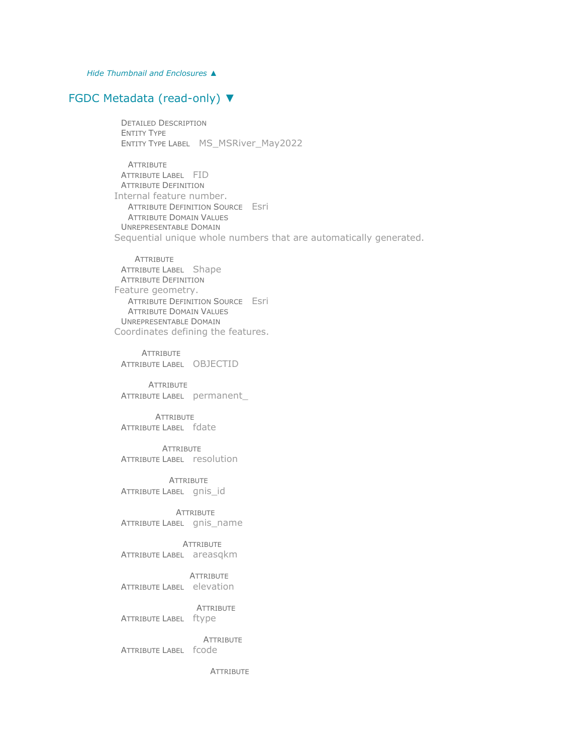*Hide Thumbnail and Enclosures ▲*

## FGDC Metadata (read-only) ▼

Detailed Description
Entity Type
Entity Type Label MS_MSRiver_May2022

Attribute
Attribute Label FID
Attribute Definition
Internal feature number.
Attribute Definition Source Esri
Attribute Domain Values
Unrepresentable Domain
Sequential unique whole numbers that are automatically generated.

Attribute
Attribute Label Shape
Attribute Definition
Feature geometry.
Attribute Definition Source Esri
Attribute Domain Values
Unrepresentable Domain
Coordinates defining the features.

Attribute
Attribute Label OBJECTID

Attribute
Attribute Label permanent_

Attribute
Attribute Label fdate

Attribute
Attribute Label resolution

Attribute
Attribute Label gnis_id

Attribute
Attribute Label gnis_name

Attribute
Attribute Label areasqkm

Attribute
Attribute Label elevation

Attribute
Attribute Label ftype

Attribute
Attribute Label fcode

Attribute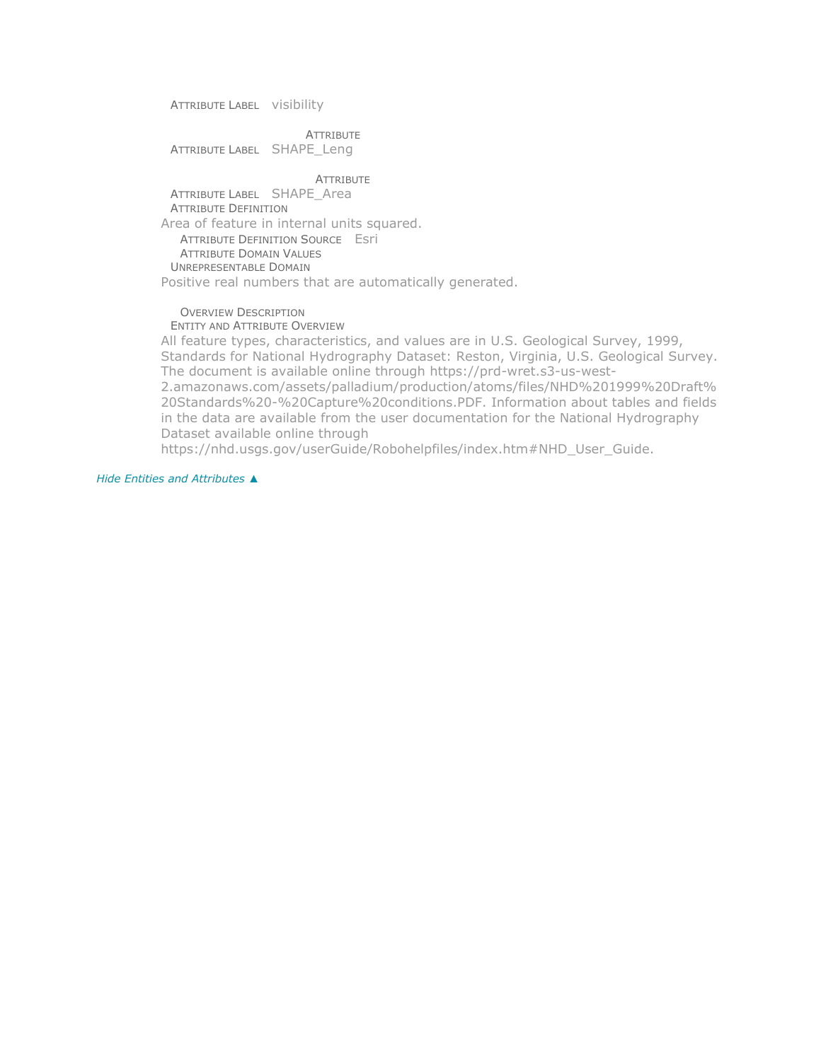ATTRIBUTE LABEL visibility

ATTRIBUTE

ATTRIBUTE LABEL SHAPE_Leng

ATTRIBUTE

ATTRIBUTE LABEL SHAPE_Area

ATTRIBUTE DEFINITION

Area of feature in internal units squared.

ATTRIBUTE DEFINITION SOURCE Esri

ATTRIBUTE DOMAIN VALUES

UNREPRESENTABLE DOMAIN

Positive real numbers that are automatically generated.

OVERVIEW DESCRIPTION

ENTITY AND ATTRIBUTE OVERVIEW

All feature types, characteristics, and values are in U.S. Geological Survey, 1999, Standards for National Hydrography Dataset: Reston, Virginia, U.S. Geological Survey. The document is available online through https://prd-wret.s3-us-west-2.amazonaws.com/assets/palladium/production/atoms/files/NHD%201999%20Draft%20Standards%20-%20Capture%20conditions.PDF. Information about tables and fields in the data are available from the user documentation for the National Hydrography Dataset available online through https://nhd.usgs.gov/userGuide/Robohelpfiles/index.htm#NHD_User_Guide.

*Hide Entities and Attributes ▲*